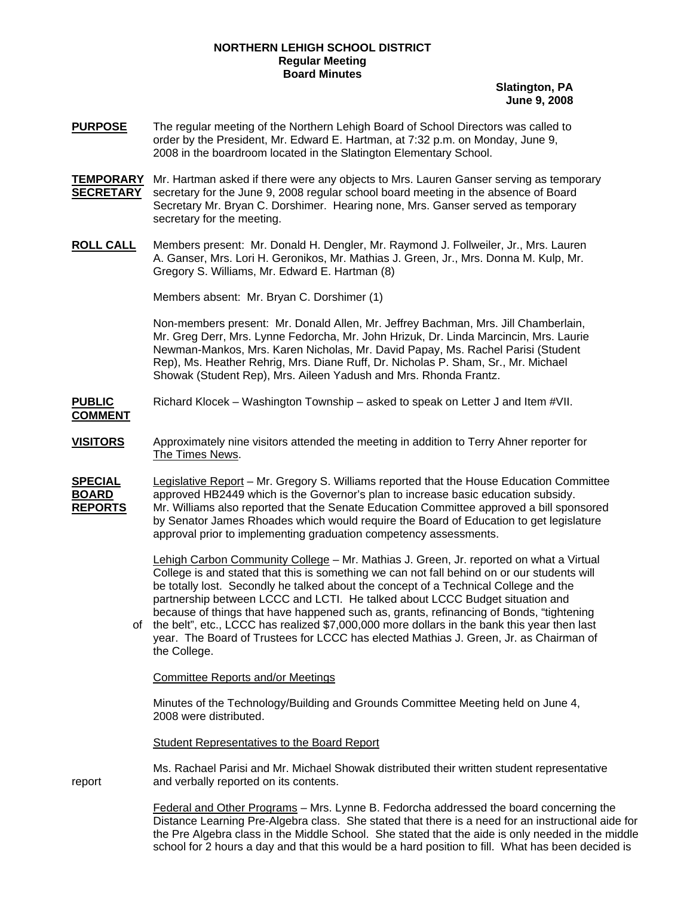**NORTHERN LEHIGH SCHOOL DISTRICT**
**Regular Meeting**
**Board Minutes**

**Slatington, PA**
**June 9, 2008**

**PURPOSE** The regular meeting of the Northern Lehigh Board of School Directors was called to order by the President, Mr. Edward E. Hartman, at 7:32 p.m. on Monday, June 9, 2008 in the boardroom located in the Slatington Elementary School.

**TEMPORARY SECRETARY** Mr. Hartman asked if there were any objects to Mrs. Lauren Ganser serving as temporary secretary for the June 9, 2008 regular school board meeting in the absence of Board Secretary Mr. Bryan C. Dorshimer. Hearing none, Mrs. Ganser served as temporary secretary for the meeting.

**ROLL CALL** Members present: Mr. Donald H. Dengler, Mr. Raymond J. Follweiler, Jr., Mrs. Lauren A. Ganser, Mrs. Lori H. Geronikos, Mr. Mathias J. Green, Jr., Mrs. Donna M. Kulp, Mr. Gregory S. Williams, Mr. Edward E. Hartman (8)

Members absent: Mr. Bryan C. Dorshimer (1)

Non-members present: Mr. Donald Allen, Mr. Jeffrey Bachman, Mrs. Jill Chamberlain, Mr. Greg Derr, Mrs. Lynne Fedorcha, Mr. John Hrizuk, Dr. Linda Marcincin, Mrs. Laurie Newman-Mankos, Mrs. Karen Nicholas, Mr. David Papay, Ms. Rachel Parisi (Student Rep), Ms. Heather Rehrig, Mrs. Diane Ruff, Dr. Nicholas P. Sham, Sr., Mr. Michael Showak (Student Rep), Mrs. Aileen Yadush and Mrs. Rhonda Frantz.

**PUBLIC COMMENT** Richard Klocek – Washington Township – asked to speak on Letter J and Item #VII.

**VISITORS** Approximately nine visitors attended the meeting in addition to Terry Ahner reporter for The Times News.

**SPECIAL BOARD REPORTS** Legislative Report – Mr. Gregory S. Williams reported that the House Education Committee approved HB2449 which is the Governor's plan to increase basic education subsidy. Mr. Williams also reported that the Senate Education Committee approved a bill sponsored by Senator James Rhoades which would require the Board of Education to get legislature approval prior to implementing graduation competency assessments.

Lehigh Carbon Community College – Mr. Mathias J. Green, Jr. reported on what a Virtual College is and stated that this is something we can not fall behind on or our students will be totally lost. Secondly he talked about the concept of a Technical College and the partnership between LCCC and LCTI. He talked about LCCC Budget situation and because of things that have happened such as, grants, refinancing of Bonds, "tightening of the belt", etc., LCCC has realized $7,000,000 more dollars in the bank this year then last year. The Board of Trustees for LCCC has elected Mathias J. Green, Jr. as Chairman of the College.

Committee Reports and/or Meetings

Minutes of the Technology/Building and Grounds Committee Meeting held on June 4, 2008 were distributed.

Student Representatives to the Board Report

Ms. Rachael Parisi and Mr. Michael Showak distributed their written student representative report and verbally reported on its contents.

Federal and Other Programs – Mrs. Lynne B. Fedorcha addressed the board concerning the Distance Learning Pre-Algebra class. She stated that there is a need for an instructional aide for the Pre Algebra class in the Middle School. She stated that the aide is only needed in the middle school for 2 hours a day and that this would be a hard position to fill. What has been decided is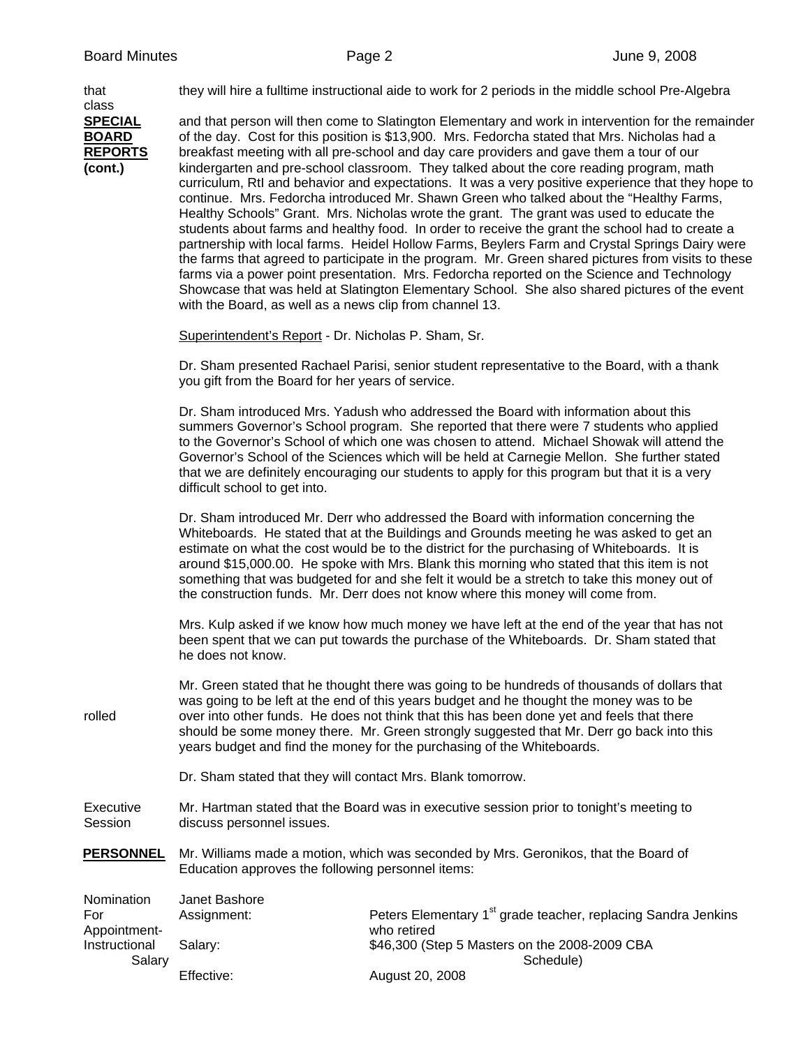that class — they will hire a fulltime instructional aide to work for 2 periods in the middle school Pre-Algebra

**SPECIAL BOARD REPORTS (cont.)**

and that person will then come to Slatington Elementary and work in intervention for the remainder of the day. Cost for this position is $13,900. Mrs. Fedorcha stated that Mrs. Nicholas had a breakfast meeting with all pre-school and day care providers and gave them a tour of our kindergarten and pre-school classroom. They talked about the core reading program, math curriculum, RtI and behavior and expectations. It was a very positive experience that they hope to continue. Mrs. Fedorcha introduced Mr. Shawn Green who talked about the "Healthy Farms, Healthy Schools" Grant. Mrs. Nicholas wrote the grant. The grant was used to educate the students about farms and healthy food. In order to receive the grant the school had to create a partnership with local farms. Heidel Hollow Farms, Beylers Farm and Crystal Springs Dairy were the farms that agreed to participate in the program. Mr. Green shared pictures from visits to these farms via a power point presentation. Mrs. Fedorcha reported on the Science and Technology Showcase that was held at Slatington Elementary School. She also shared pictures of the event with the Board, as well as a news clip from channel 13.

Superintendent's Report - Dr. Nicholas P. Sham, Sr.

Dr. Sham presented Rachael Parisi, senior student representative to the Board, with a thank you gift from the Board for her years of service.

Dr. Sham introduced Mrs. Yadush who addressed the Board with information about this summers Governor's School program. She reported that there were 7 students who applied to the Governor's School of which one was chosen to attend. Michael Showak will attend the Governor's School of the Sciences which will be held at Carnegie Mellon. She further stated that we are definitely encouraging our students to apply for this program but that it is a very difficult school to get into.

Dr. Sham introduced Mr. Derr who addressed the Board with information concerning the Whiteboards. He stated that at the Buildings and Grounds meeting he was asked to get an estimate on what the cost would be to the district for the purchasing of Whiteboards. It is around $15,000.00. He spoke with Mrs. Blank this morning who stated that this item is not something that was budgeted for and she felt it would be a stretch to take this money out of the construction funds. Mr. Derr does not know where this money will come from.

Mrs. Kulp asked if we know how much money we have left at the end of the year that has not been spent that we can put towards the purchase of the Whiteboards. Dr. Sham stated that he does not know.

Mr. Green stated that he thought there was going to be hundreds of thousands of dollars that was going to be left at the end of this years budget and he thought the money was to be rolled over into other funds. He does not think that this has been done yet and feels that there should be some money there. Mr. Green strongly suggested that Mr. Derr go back into this years budget and find the money for the purchasing of the Whiteboards.

Dr. Sham stated that they will contact Mrs. Blank tomorrow.

**Executive Session**

Mr. Hartman stated that the Board was in executive session prior to tonight's meeting to discuss personnel issues.

**PERSONNEL**

Mr. Williams made a motion, which was seconded by Mrs. Geronikos, that the Board of Education approves the following personnel items:

**Nomination For Appointment-Instructional Salary**

| Janet Bashore | |
|---|---|
| Assignment: | Peters Elementary 1st grade teacher, replacing Sandra Jenkins who retired |
| Salary: | $46,300 (Step 5 Masters on the 2008-2009 CBA Schedule) |
| Effective: | August 20, 2008 |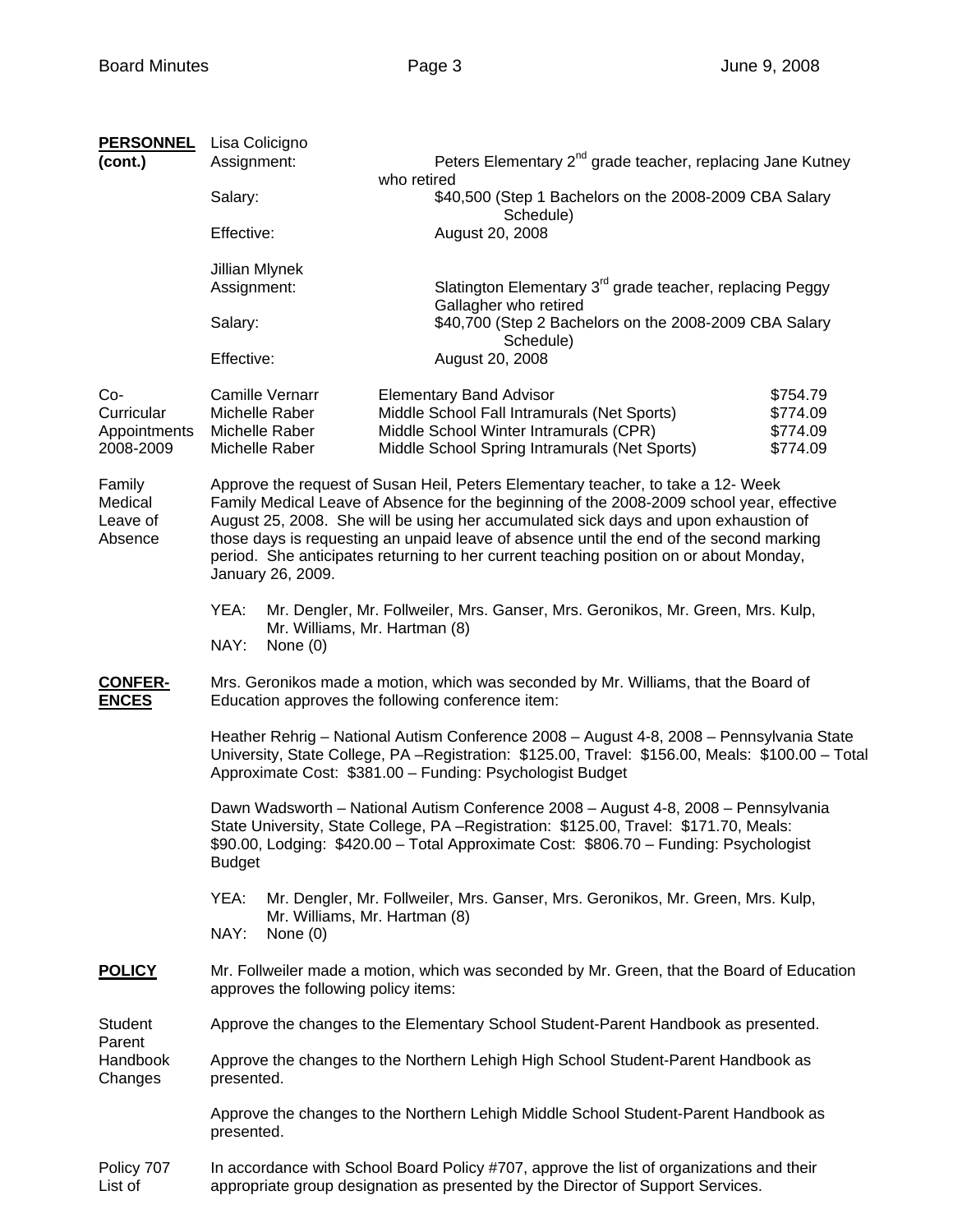**PERSONNEL (cont.)**

Lisa Colicigno
Assignment: Peters Elementary 2nd grade teacher, replacing Jane Kutney who retired
Salary: $40,500 (Step 1 Bachelors on the 2008-2009 CBA Salary Schedule)
Effective: August 20, 2008

Jillian Mlynek
Assignment: Slatington Elementary 3rd grade teacher, replacing Peggy Gallagher who retired
Salary: $40,700 (Step 2 Bachelors on the 2008-2009 CBA Salary Schedule)
Effective: August 20, 2008

Co-Curricular Appointments 2008-2009

| Name | Position | Amount |
|---|---|---|
| Camille Vernarr | Elementary Band Advisor | $754.79 |
| Michelle Raber | Middle School Fall Intramurals (Net Sports) | $774.09 |
| Michelle Raber | Middle School Winter Intramurals (CPR) | $774.09 |
| Michelle Raber | Middle School Spring Intramurals (Net Sports) | $774.09 |

Family Medical Leave of Absence

Approve the request of Susan Heil, Peters Elementary teacher, to take a 12- Week Family Medical Leave of Absence for the beginning of the 2008-2009 school year, effective August 25, 2008. She will be using her accumulated sick days and upon exhaustion of those days is requesting an unpaid leave of absence until the end of the second marking period. She anticipates returning to her current teaching position on or about Monday, January 26, 2009.

YEA: Mr. Dengler, Mr. Follweiler, Mrs. Ganser, Mrs. Geronikos, Mr. Green, Mrs. Kulp, Mr. Williams, Mr. Hartman (8)
NAY: None (0)

**CONFERENCES**

Mrs. Geronikos made a motion, which was seconded by Mr. Williams, that the Board of Education approves the following conference item:

Heather Rehrig – National Autism Conference 2008 – August 4-8, 2008 – Pennsylvania State University, State College, PA –Registration: $125.00, Travel: $156.00, Meals: $100.00 – Total Approximate Cost: $381.00 – Funding: Psychologist Budget

Dawn Wadsworth – National Autism Conference 2008 – August 4-8, 2008 – Pennsylvania State University, State College, PA –Registration: $125.00, Travel: $171.70, Meals: $90.00, Lodging: $420.00 – Total Approximate Cost: $806.70 – Funding: Psychologist Budget

YEA: Mr. Dengler, Mr. Follweiler, Mrs. Ganser, Mrs. Geronikos, Mr. Green, Mrs. Kulp, Mr. Williams, Mr. Hartman (8)
NAY: None (0)

**POLICY**

Mr. Follweiler made a motion, which was seconded by Mr. Green, that the Board of Education approves the following policy items:

Student Parent Handbook Changes

Approve the changes to the Elementary School Student-Parent Handbook as presented.

Approve the changes to the Northern Lehigh High School Student-Parent Handbook as presented.

Approve the changes to the Northern Lehigh Middle School Student-Parent Handbook as presented.

Policy 707 List of

In accordance with School Board Policy #707, approve the list of organizations and their appropriate group designation as presented by the Director of Support Services.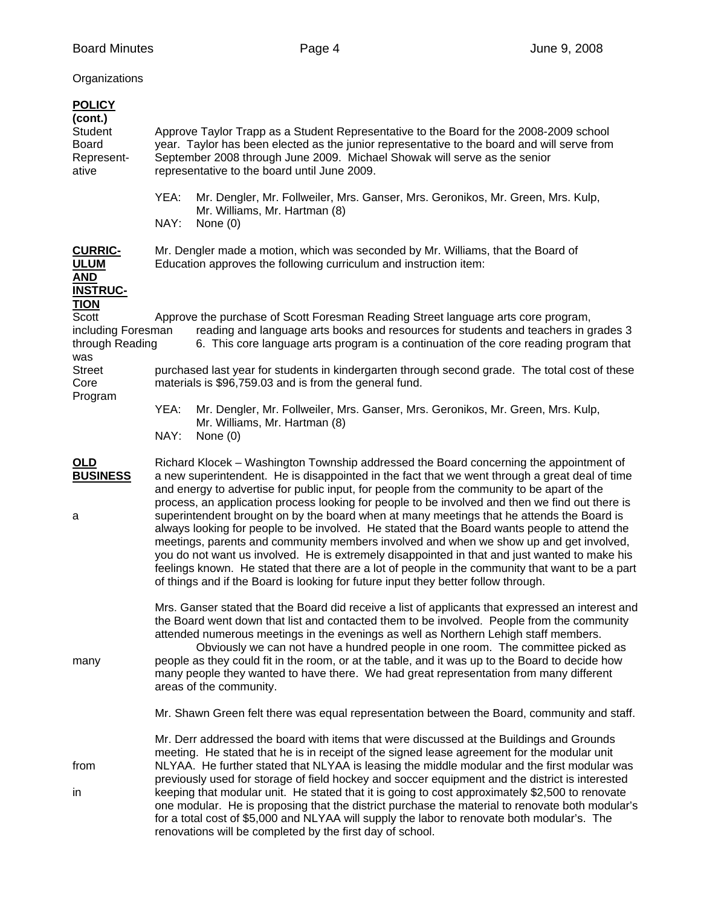Organizations

**POLICY (cont.)**

Student Board Representative

Approve Taylor Trapp as a Student Representative to the Board for the 2008-2009 school year. Taylor has been elected as the junior representative to the board and will serve from September 2008 through June 2009. Michael Showak will serve as the senior representative to the board until June 2009.

YEA: Mr. Dengler, Mr. Follweiler, Mrs. Ganser, Mrs. Geronikos, Mr. Green, Mrs. Kulp, Mr. Williams, Mr. Hartman (8)
NAY: None (0)

**CURRICULUM AND INSTRUCTION**

Mr. Dengler made a motion, which was seconded by Mr. Williams, that the Board of Education approves the following curriculum and instruction item:

Scott Foresman Reading Street Core Program

Approve the purchase of Scott Foresman Reading Street language arts core program, including reading and language arts books and resources for students and teachers in grades 3 through 6. This core language arts program is a continuation of the core reading program that was purchased last year for students in kindergarten through second grade. The total cost of these materials is $96,759.03 and is from the general fund.

YEA: Mr. Dengler, Mr. Follweiler, Mrs. Ganser, Mrs. Geronikos, Mr. Green, Mrs. Kulp, Mr. Williams, Mr. Hartman (8)
NAY: None (0)

**OLD BUSINESS**

Richard Klocek – Washington Township addressed the Board concerning the appointment of a new superintendent. He is disappointed in the fact that we went through a great deal of time and energy to advertise for public input, for people from the community to be apart of the process, an application process looking for people to be involved and then we find out there is a superintendent brought on by the board when at many meetings that he attends the Board is always looking for people to be involved. He stated that the Board wants people to attend the meetings, parents and community members involved and when we show up and get involved, you do not want us involved. He is extremely disappointed in that and just wanted to make his feelings known. He stated that there are a lot of people in the community that want to be a part of things and if the Board is looking for future input they better follow through.

Mrs. Ganser stated that the Board did receive a list of applicants that expressed an interest and the Board went down that list and contacted them to be involved. People from the community attended numerous meetings in the evenings as well as Northern Lehigh staff members. Obviously we can not have a hundred people in one room. The committee picked as many people as they could fit in the room, or at the table, and it was up to the Board to decide how many people they wanted to have there. We had great representation from many different areas of the community.

Mr. Shawn Green felt there was equal representation between the Board, community and staff.

Mr. Derr addressed the board with items that were discussed at the Buildings and Grounds meeting. He stated that he is in receipt of the signed lease agreement for the modular unit from NLYAA. He further stated that NLYAA is leasing the middle modular and the first modular was previously used for storage of field hockey and soccer equipment and the district is interested in keeping that modular unit. He stated that it is going to cost approximately $2,500 to renovate one modular. He is proposing that the district purchase the material to renovate both modular's for a total cost of $5,000 and NLYAA will supply the labor to renovate both modular's. The renovations will be completed by the first day of school.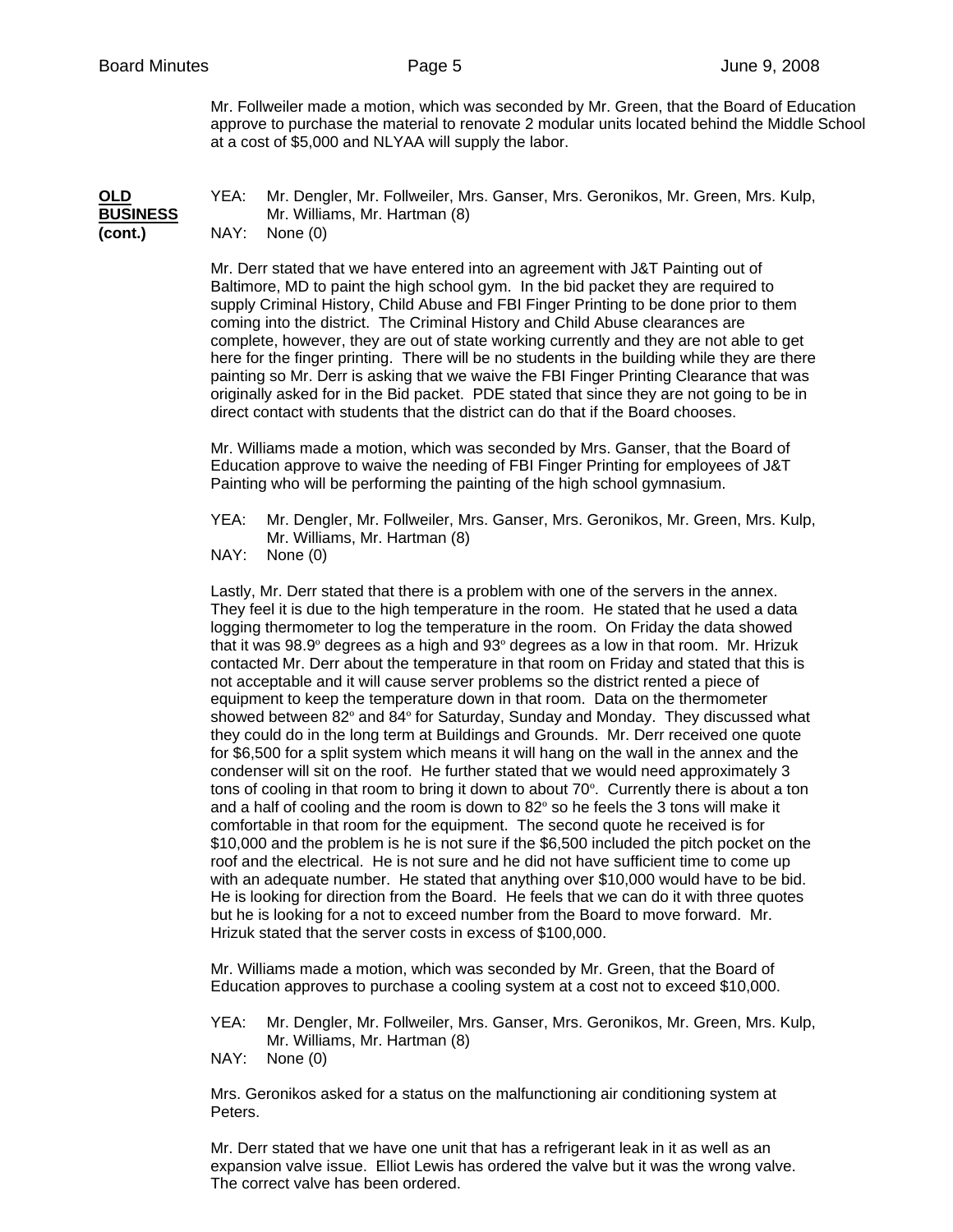Mr. Follweiler made a motion, which was seconded by Mr. Green, that the Board of Education approve to purchase the material to renovate 2 modular units located behind the Middle School at a cost of $5,000 and NLYAA will supply the labor.

**OLD BUSINESS (cont.)**

YEA: Mr. Dengler, Mr. Follweiler, Mrs. Ganser, Mrs. Geronikos, Mr. Green, Mrs. Kulp, Mr. Williams, Mr. Hartman (8)
NAY: None (0)

Mr. Derr stated that we have entered into an agreement with J&T Painting out of Baltimore, MD to paint the high school gym. In the bid packet they are required to supply Criminal History, Child Abuse and FBI Finger Printing to be done prior to them coming into the district. The Criminal History and Child Abuse clearances are complete, however, they are out of state working currently and they are not able to get here for the finger printing. There will be no students in the building while they are there painting so Mr. Derr is asking that we waive the FBI Finger Printing Clearance that was originally asked for in the Bid packet. PDE stated that since they are not going to be in direct contact with students that the district can do that if the Board chooses.

Mr. Williams made a motion, which was seconded by Mrs. Ganser, that the Board of Education approve to waive the needing of FBI Finger Printing for employees of J&T Painting who will be performing the painting of the high school gymnasium.

YEA: Mr. Dengler, Mr. Follweiler, Mrs. Ganser, Mrs. Geronikos, Mr. Green, Mrs. Kulp, Mr. Williams, Mr. Hartman (8)
NAY: None (0)

Lastly, Mr. Derr stated that there is a problem with one of the servers in the annex. They feel it is due to the high temperature in the room. He stated that he used a data logging thermometer to log the temperature in the room. On Friday the data showed that it was 98.9º degrees as a high and 93º degrees as a low in that room. Mr. Hrizuk contacted Mr. Derr about the temperature in that room on Friday and stated that this is not acceptable and it will cause server problems so the district rented a piece of equipment to keep the temperature down in that room. Data on the thermometer showed between 82º and 84º for Saturday, Sunday and Monday. They discussed what they could do in the long term at Buildings and Grounds. Mr. Derr received one quote for $6,500 for a split system which means it will hang on the wall in the annex and the condenser will sit on the roof. He further stated that we would need approximately 3 tons of cooling in that room to bring it down to about 70º. Currently there is about a ton and a half of cooling and the room is down to 82º so he feels the 3 tons will make it comfortable in that room for the equipment. The second quote he received is for $10,000 and the problem is he is not sure if the $6,500 included the pitch pocket on the roof and the electrical. He is not sure and he did not have sufficient time to come up with an adequate number. He stated that anything over $10,000 would have to be bid. He is looking for direction from the Board. He feels that we can do it with three quotes but he is looking for a not to exceed number from the Board to move forward. Mr. Hrizuk stated that the server costs in excess of $100,000.

Mr. Williams made a motion, which was seconded by Mr. Green, that the Board of Education approves to purchase a cooling system at a cost not to exceed $10,000.

YEA: Mr. Dengler, Mr. Follweiler, Mrs. Ganser, Mrs. Geronikos, Mr. Green, Mrs. Kulp, Mr. Williams, Mr. Hartman (8)
NAY: None (0)

Mrs. Geronikos asked for a status on the malfunctioning air conditioning system at Peters.

Mr. Derr stated that we have one unit that has a refrigerant leak in it as well as an expansion valve issue. Elliot Lewis has ordered the valve but it was the wrong valve. The correct valve has been ordered.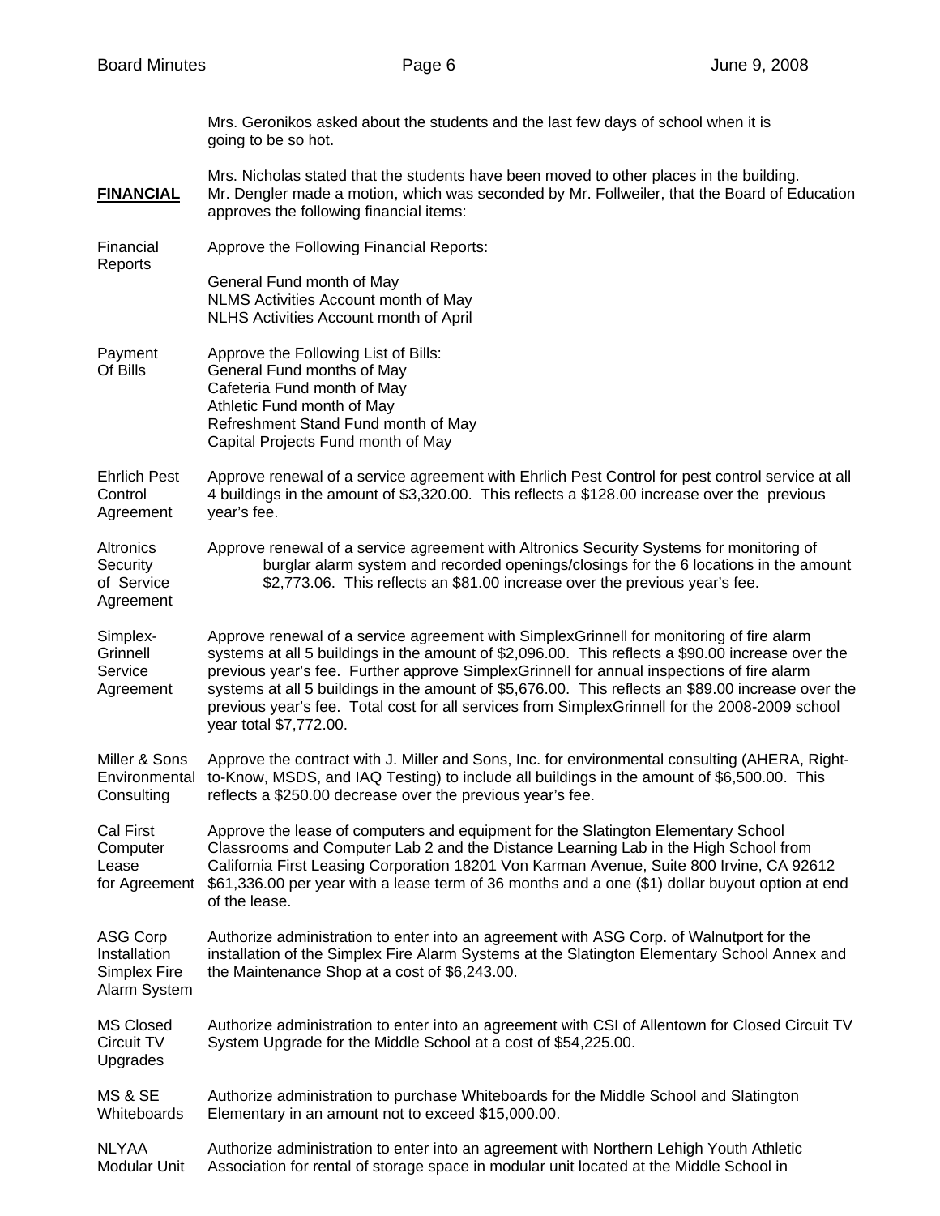Mrs. Geronikos asked about the students and the last few days of school when it is going to be so hot.

Mrs. Nicholas stated that the students have been moved to other places in the building.

**FINANCIAL** Mr. Dengler made a motion, which was seconded by Mr. Follweiler, that the Board of Education approves the following financial items:

Financial Reports — Approve the Following Financial Reports:

General Fund month of May
NLMS Activities Account month of May
NLHS Activities Account month of April

Payment Of Bills — Approve the Following List of Bills:
General Fund months of May
Cafeteria Fund month of May
Athletic Fund month of May
Refreshment Stand Fund month of May
Capital Projects Fund month of May

Ehrlich Pest Control Agreement — Approve renewal of a service agreement with Ehrlich Pest Control for pest control service at all 4 buildings in the amount of $3,320.00. This reflects a $128.00 increase over the previous year's fee.

Altronics Security of Service Agreement — Approve renewal of a service agreement with Altronics Security Systems for monitoring of burglar alarm system and recorded openings/closings for the 6 locations in the amount $2,773.06. This reflects an $81.00 increase over the previous year's fee.

Simplex-Grinnell Service Agreement — Approve renewal of a service agreement with SimplexGrinnell for monitoring of fire alarm systems at all 5 buildings in the amount of $2,096.00. This reflects a $90.00 increase over the previous year's fee. Further approve SimplexGrinnell for annual inspections of fire alarm systems at all 5 buildings in the amount of $5,676.00. This reflects an $89.00 increase over the previous year's fee. Total cost for all services from SimplexGrinnell for the 2008-2009 school year total $7,772.00.

Miller & Sons Environmental Consulting — Approve the contract with J. Miller and Sons, Inc. for environmental consulting (AHERA, Right-to-Know, MSDS, and IAQ Testing) to include all buildings in the amount of $6,500.00. This reflects a $250.00 decrease over the previous year's fee.

Cal First Computer Lease for Agreement — Approve the lease of computers and equipment for the Slatington Elementary School Classrooms and Computer Lab 2 and the Distance Learning Lab in the High School from California First Leasing Corporation 18201 Von Karman Avenue, Suite 800 Irvine, CA 92612 $61,336.00 per year with a lease term of 36 months and a one ($1) dollar buyout option at end of the lease.

ASG Corp Installation Simplex Fire Alarm System — Authorize administration to enter into an agreement with ASG Corp. of Walnutport for the installation of the Simplex Fire Alarm Systems at the Slatington Elementary School Annex and the Maintenance Shop at a cost of $6,243.00.

MS Closed Circuit TV Upgrades — Authorize administration to enter into an agreement with CSI of Allentown for Closed Circuit TV System Upgrade for the Middle School at a cost of $54,225.00.

MS & SE Whiteboards — Authorize administration to purchase Whiteboards for the Middle School and Slatington Elementary in an amount not to exceed $15,000.00.

NLYAA Modular Unit — Authorize administration to enter into an agreement with Northern Lehigh Youth Athletic Association for rental of storage space in modular unit located at the Middle School in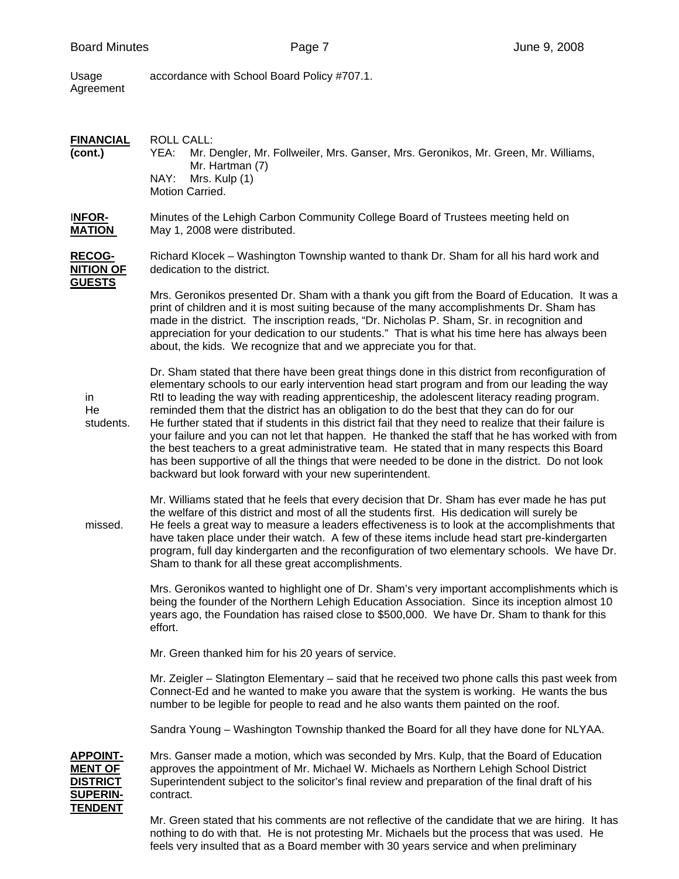**Usage Agreement** accordance with School Board Policy #707.1.

**FINANCIAL (cont.)**

ROLL CALL:
YEA: Mr. Dengler, Mr. Follweiler, Mrs. Ganser, Mrs. Geronikos, Mr. Green, Mr. Williams, Mr. Hartman (7)
NAY: Mrs. Kulp (1)
Motion Carried.

**INFOR-MATION**

Minutes of the Lehigh Carbon Community College Board of Trustees meeting held on May 1, 2008 were distributed.

**RECOG-NITION OF GUESTS**

Richard Klocek – Washington Township wanted to thank Dr. Sham for all his hard work and dedication to the district.

Mrs. Geronikos presented Dr. Sham with a thank you gift from the Board of Education. It was a print of children and it is most suiting because of the many accomplishments Dr. Sham has made in the district. The inscription reads, "Dr. Nicholas P. Sham, Sr. in recognition and appreciation for your dedication to our students." That is what his time here has always been about, the kids. We recognize that and we appreciate you for that.

Dr. Sham stated that there have been great things done in this district from reconfiguration of elementary schools to our early intervention head start program and from our leading the way in RtI to leading the way with reading apprenticeship, the adolescent literacy reading program. He reminded them that the district has an obligation to do the best that they can do for our students. He further stated that if students in this district fail that they need to realize that their failure is your failure and you can not let that happen. He thanked the staff that he has worked with from the best teachers to a great administrative team. He stated that in many respects this Board has been supportive of all the things that were needed to be done in the district. Do not look backward but look forward with your new superintendent.

Mr. Williams stated that he feels that every decision that Dr. Sham has ever made he has put the welfare of this district and most of all the students first. His dedication will surely be missed. He feels a great way to measure a leaders effectiveness is to look at the accomplishments that have taken place under their watch. A few of these items include head start pre-kindergarten program, full day kindergarten and the reconfiguration of two elementary schools. We have Dr. Sham to thank for all these great accomplishments.

Mrs. Geronikos wanted to highlight one of Dr. Sham's very important accomplishments which is being the founder of the Northern Lehigh Education Association. Since its inception almost 10 years ago, the Foundation has raised close to $500,000. We have Dr. Sham to thank for this effort.

Mr. Green thanked him for his 20 years of service.

Mr. Zeigler – Slatington Elementary – said that he received two phone calls this past week from Connect-Ed and he wanted to make you aware that the system is working. He wants the bus number to be legible for people to read and he also wants them painted on the roof.

Sandra Young – Washington Township thanked the Board for all they have done for NLYAA.

**APPOINT-MENT OF DISTRICT SUPERIN-TENDENT**

Mrs. Ganser made a motion, which was seconded by Mrs. Kulp, that the Board of Education approves the appointment of Mr. Michael W. Michaels as Northern Lehigh School District Superintendent subject to the solicitor's final review and preparation of the final draft of his contract.

Mr. Green stated that his comments are not reflective of the candidate that we are hiring. It has nothing to do with that. He is not protesting Mr. Michaels but the process that was used. He feels very insulted that as a Board member with 30 years service and when preliminary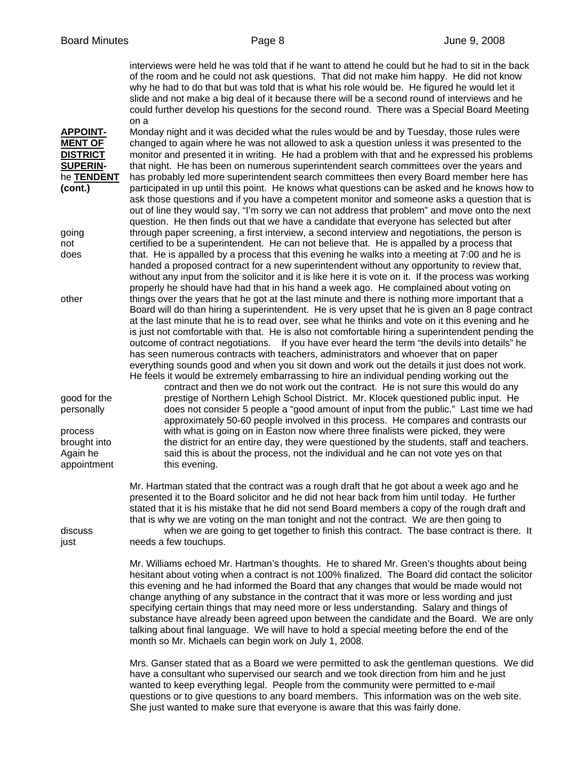interviews were held he was told that if he want to attend he could but he had to sit in the back of the room and he could not ask questions. That did not make him happy. He did not know why he had to do that but was told that is what his role would be. He figured he would let it slide and not make a big deal of it because there will be a second round of interviews and he could further develop his questions for the second round. There was a Special Board Meeting on a

**APPOINT-MENT OF DISTRICT SUPERIN-TENDENT (cont.)**

Monday night and it was decided what the rules would be and by Tuesday, those rules were changed to again where he was not allowed to ask a question unless it was presented to the monitor and presented it in writing. He had a problem with that and he expressed his problems that night. He has been on numerous superintendent search committees over the years and he has probably led more superintendent search committees then every Board member here has participated in up until this point. He knows what questions can be asked and he knows how to ask those questions and if you have a competent monitor and someone asks a question that is out of line they would say, "I'm sorry we can not address that problem" and move onto the next question. He then finds out that we have a candidate that everyone has selected but after going through paper screening, a first interview, a second interview and negotiations, the person is not certified to be a superintendent. He can not believe that. He is appalled by a process that does that. He is appalled by a process that this evening he walks into a meeting at 7:00 and he is handed a proposed contract for a new superintendent without any opportunity to review that, without any input from the solicitor and it is like here it is vote on it. If the process was working properly he should have had that in his hand a week ago. He complained about voting on other things over the years that he got at the last minute and there is nothing more important that a Board will do than hiring a superintendent. He is very upset that he is given an 8 page contract at the last minute that he is to read over, see what he thinks and vote on it this evening and he is just not comfortable with that. He is also not comfortable hiring a superintendent pending the outcome of contract negotiations. If you have ever heard the term "the devils into details" he has seen numerous contracts with teachers, administrators and whoever that on paper everything sounds good and when you sit down and work out the details it just does not work. He feels it would be extremely embarrassing to hire an individual pending working out the contract and then we do not work out the contract. He is not sure this would do any good for the prestige of Northern Lehigh School District. Mr. Klocek questioned public input. He personally does not consider 5 people a "good amount of input from the public." Last time we had approximately 50-60 people involved in this process. He compares and contrasts our process with what is going on in Easton now where three finalists were picked, they were brought into the district for an entire day, they were questioned by the students, staff and teachers. Again he said this is about the process, not the individual and he can not vote yes on that appointment this evening.

Mr. Hartman stated that the contract was a rough draft that he got about a week ago and he presented it to the Board solicitor and he did not hear back from him until today. He further stated that it is his mistake that he did not send Board members a copy of the rough draft and that is why we are voting on the man tonight and not the contract. We are then going to discuss when we are going to get together to finish this contract. The base contract is there. It just needs a few touchups.

Mr. Williams echoed Mr. Hartman's thoughts. He to shared Mr. Green's thoughts about being hesitant about voting when a contract is not 100% finalized. The Board did contact the solicitor this evening and he had informed the Board that any changes that would be made would not change anything of any substance in the contract that it was more or less wording and just specifying certain things that may need more or less understanding. Salary and things of substance have already been agreed upon between the candidate and the Board. We are only talking about final language. We will have to hold a special meeting before the end of the month so Mr. Michaels can begin work on July 1, 2008.

Mrs. Ganser stated that as a Board we were permitted to ask the gentleman questions. We did have a consultant who supervised our search and we took direction from him and he just wanted to keep everything legal. People from the community were permitted to e-mail questions or to give questions to any board members. This information was on the web site. She just wanted to make sure that everyone is aware that this was fairly done.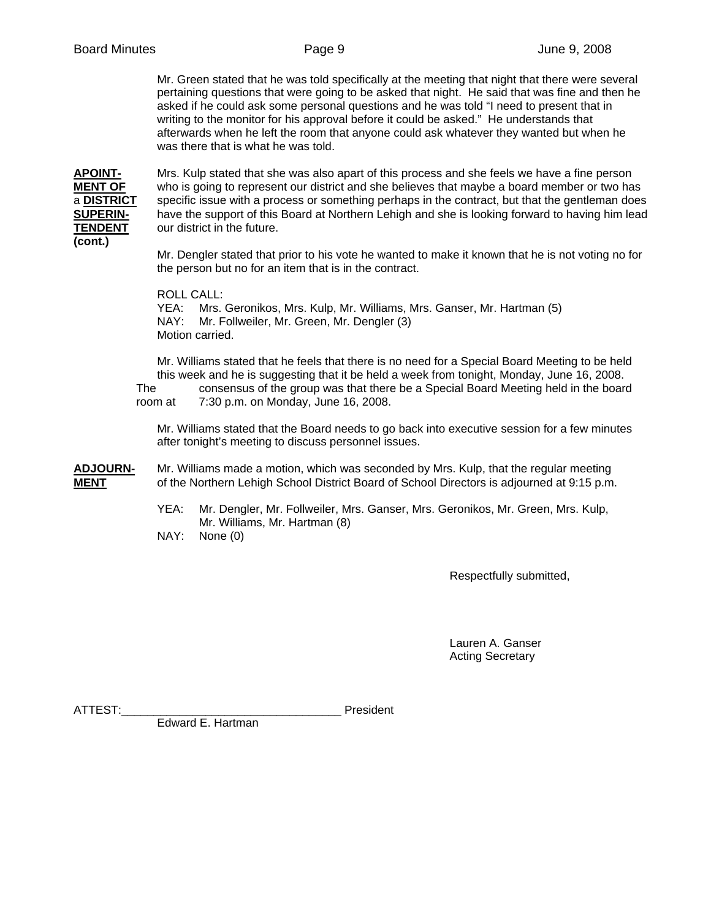Mr. Green stated that he was told specifically at the meeting that night that there were several pertaining questions that were going to be asked that night. He said that was fine and then he asked if he could ask some personal questions and he was told "I need to present that in writing to the monitor for his approval before it could be asked." He understands that afterwards when he left the room that anyone could ask whatever they wanted but when he was there that is what he was told.

**APOINT-MENT OF a DISTRICT SUPERIN-TENDENT (cont.)**

Mrs. Kulp stated that she was also apart of this process and she feels we have a fine person who is going to represent our district and she believes that maybe a board member or two has specific issue with a process or something perhaps in the contract, but that the gentleman does have the support of this Board at Northern Lehigh and she is looking forward to having him lead our district in the future.

Mr. Dengler stated that prior to his vote he wanted to make it known that he is not voting no for the person but no for an item that is in the contract.

ROLL CALL:
YEA: Mrs. Geronikos, Mrs. Kulp, Mr. Williams, Mrs. Ganser, Mr. Hartman (5)
NAY: Mr. Follweiler, Mr. Green, Mr. Dengler (3)
Motion carried.

Mr. Williams stated that he feels that there is no need for a Special Board Meeting to be held this week and he is suggesting that it be held a week from tonight, Monday, June 16, 2008. The consensus of the group was that there be a Special Board Meeting held in the board room at 7:30 p.m. on Monday, June 16, 2008.

Mr. Williams stated that the Board needs to go back into executive session for a few minutes after tonight's meeting to discuss personnel issues.

**ADJOURN-MENT**

Mr. Williams made a motion, which was seconded by Mrs. Kulp, that the regular meeting of the Northern Lehigh School District Board of School Directors is adjourned at 9:15 p.m.

YEA: Mr. Dengler, Mr. Follweiler, Mrs. Ganser, Mrs. Geronikos, Mr. Green, Mrs. Kulp, Mr. Williams, Mr. Hartman (8)
NAY: None (0)

Respectfully submitted,

Lauren A. Ganser
Acting Secretary

ATTEST:_________________________________ President
Edward E. Hartman